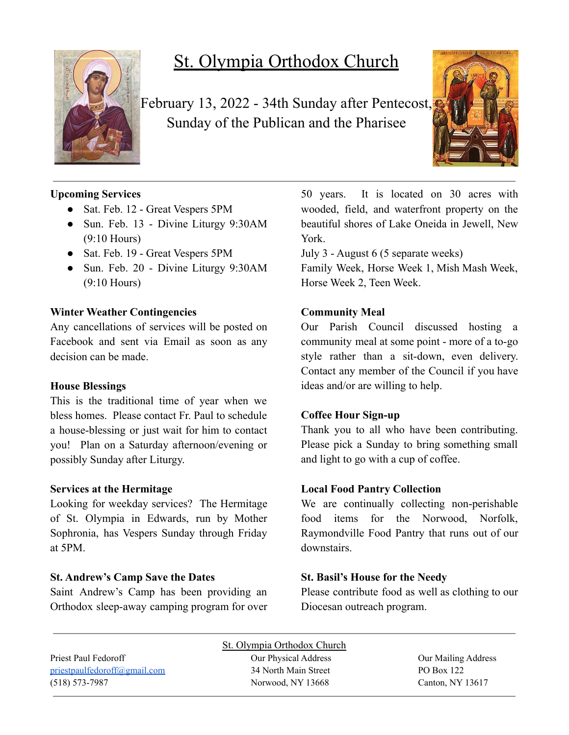# St. Olympia Orthodox Church

February 13, 2022 - 34th Sunday after Pentecost, Sunday of the Publican and the Pharisee

**Upcoming Services**

- Sat. Feb. 12 - Great Vespers 5PM
- Sun. Feb. 13 - Divine Liturgy 9:30AM (9:10 Hours)
- Sat. Feb. 19 - Great Vespers 5PM
- Sun. Feb. 20 - Divine Liturgy 9:30AM (9:10 Hours)

**Winter Weather Contingencies**

Any cancellations of services will be posted on Facebook and sent via Email as soon as any decision can be made.

**House Blessings**

This is the traditional time of year when we bless homes. Please contact Fr. Paul to schedule a house-blessing or just wait for him to contact you! Plan on a Saturday afternoon/evening or possibly Sunday after Liturgy.

**Services at the Hermitage**

Looking for weekday services? The Hermitage of St. Olympia in Edwards, run by Mother Sophronia, has Vespers Sunday through Friday at 5PM.

**St. Andrew's Camp Save the Dates**

Saint Andrew's Camp has been providing an Orthodox sleep-away camping program for over 50 years. It is located on 30 acres with wooded, field, and waterfront property on the beautiful shores of Lake Oneida in Jewell, New York.
July 3 - August 6 (5 separate weeks)
Family Week, Horse Week 1, Mish Mash Week, Horse Week 2, Teen Week.

**Community Meal**

Our Parish Council discussed hosting a community meal at some point - more of a to-go style rather than a sit-down, even delivery. Contact any member of the Council if you have ideas and/or are willing to help.

**Coffee Hour Sign-up**

Thank you to all who have been contributing. Please pick a Sunday to bring something small and light to go with a cup of coffee.

**Local Food Pantry Collection**

We are continually collecting non-perishable food items for the Norwood, Norfolk, Raymondville Food Pantry that runs out of our downstairs.

**St. Basil's House for the Needy**

Please contribute food as well as clothing to our Diocesan outreach program.

---

St. Olympia Orthodox Church

Priest Paul Fedoroff
priestpaulfedoroff@gmail.com
(518) 573-7987

Our Physical Address
34 North Main Street
Norwood, NY 13668

Our Mailing Address
PO Box 122
Canton, NY 13617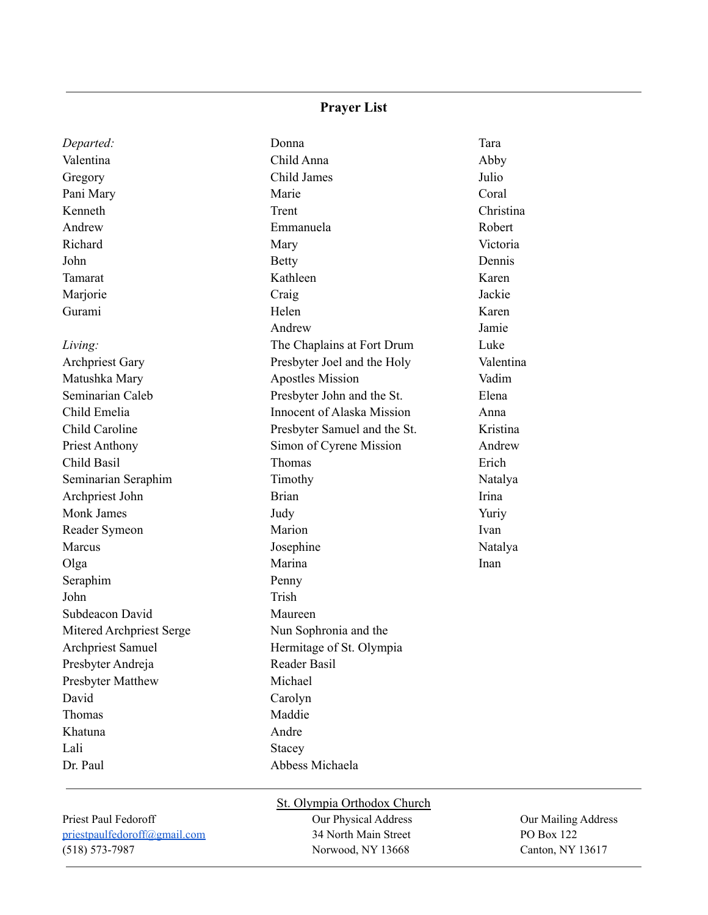## Prayer List

*Departed:*

Valentina
Gregory
Pani Mary
Kenneth
Andrew
Richard
John
Tamarat
Marjorie
Gurami

*Living:*

Archpriest Gary
Matushka Mary
Seminarian Caleb
Child Emelia
Child Caroline
Priest Anthony
Child Basil
Seminarian Seraphim
Archpriest John
Monk James
Reader Symeon
Marcus
Olga
Seraphim
John
Subdeacon David
Mitered Archpriest Serge
Archpriest Samuel
Presbyter Andreja
Presbyter Matthew
David
Thomas
Khatuna
Lali
Dr. Paul
Donna
Child Anna
Child James
Marie
Trent
Emmanuela
Mary
Betty
Kathleen
Craig
Helen
Andrew
The Chaplains at Fort Drum
Presbyter Joel and the Holy Apostles Mission
Presbyter John and the St. Innocent of Alaska Mission
Presbyter Samuel and the St. Simon of Cyrene Mission
Thomas
Timothy
Brian
Judy
Marion
Josephine
Marina
Penny
Trish
Maureen
Nun Sophronia and the Hermitage of St. Olympia
Reader Basil
Michael
Carolyn
Maddie
Andre
Stacey
Abbess Michaela
Tara
Abby
Julio
Coral
Christina
Robert
Victoria
Dennis
Karen
Jackie
Karen
Jamie
Luke
Valentina
Vadim
Elena
Anna
Kristina
Andrew
Erich
Natalya
Irina
Yuriy
Ivan
Natalya
Inan

---

St. Olympia Orthodox Church

Priest Paul Fedoroff
priestpaulfedoroff@gmail.com
(518) 573-7987

Our Physical Address
34 North Main Street
Norwood, NY 13668

Our Mailing Address
PO Box 122
Canton, NY 13617